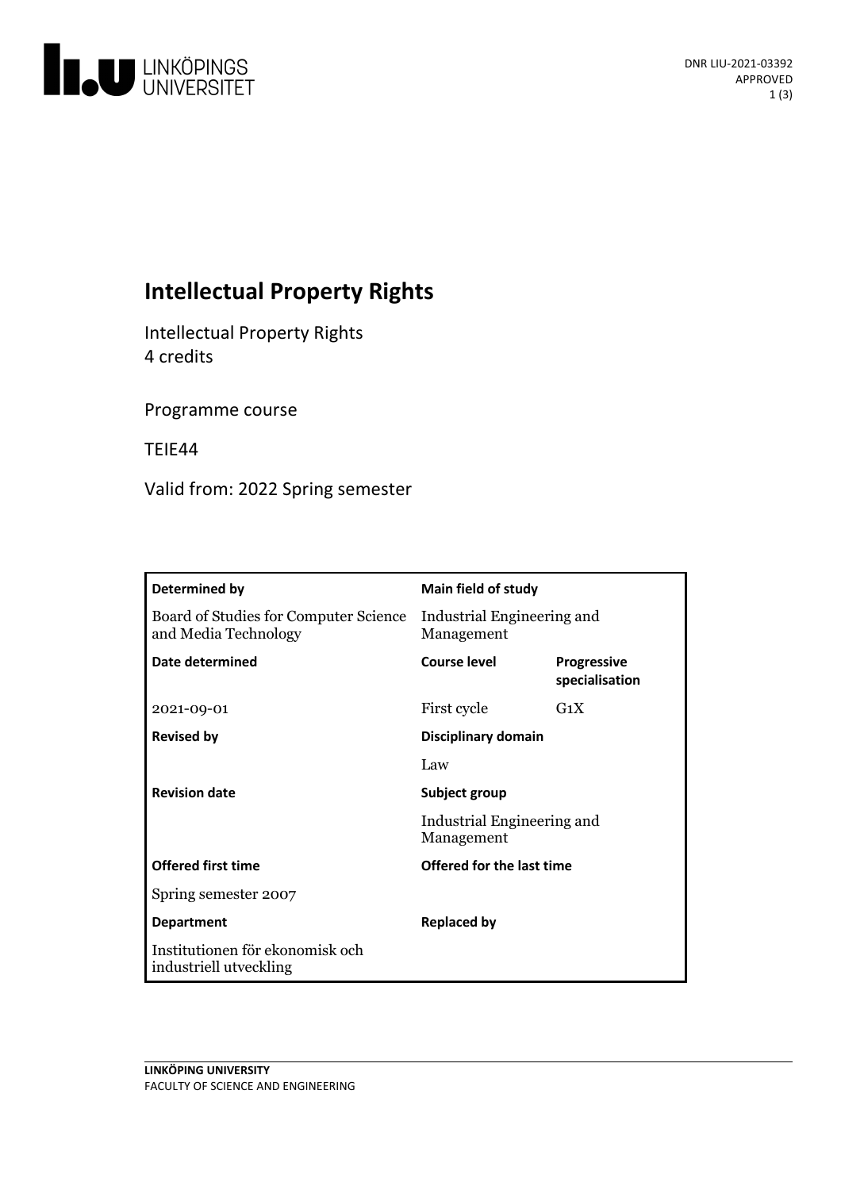DNR LIU-2021-03392
APPROVED

# Intellectual Property Rights

Intellectual Property Rights
4 credits

Programme course

TEIE44

Valid from: 2022 Spring semester

| Determined by | Main field of study | |
|---|---|---|
| Board of Studies for Computer Science and Media Technology | Industrial Engineering and Management | |
| **Date determined** | **Course level** | **Progressive specialisation** |
| 2021-09-01 | First cycle | G1X |
| **Revised by** | **Disciplinary domain** | |
| | Law | |
| **Revision date** | **Subject group** | |
| | Industrial Engineering and Management | |
| **Offered first time** | **Offered for the last time** | |
| Spring semester 2007 | | |
| **Department** | **Replaced by** | |
| Institutionen för ekonomisk och industriell utveckling | | |

LINKÖPING UNIVERSITY
FACULTY OF SCIENCE AND ENGINEERING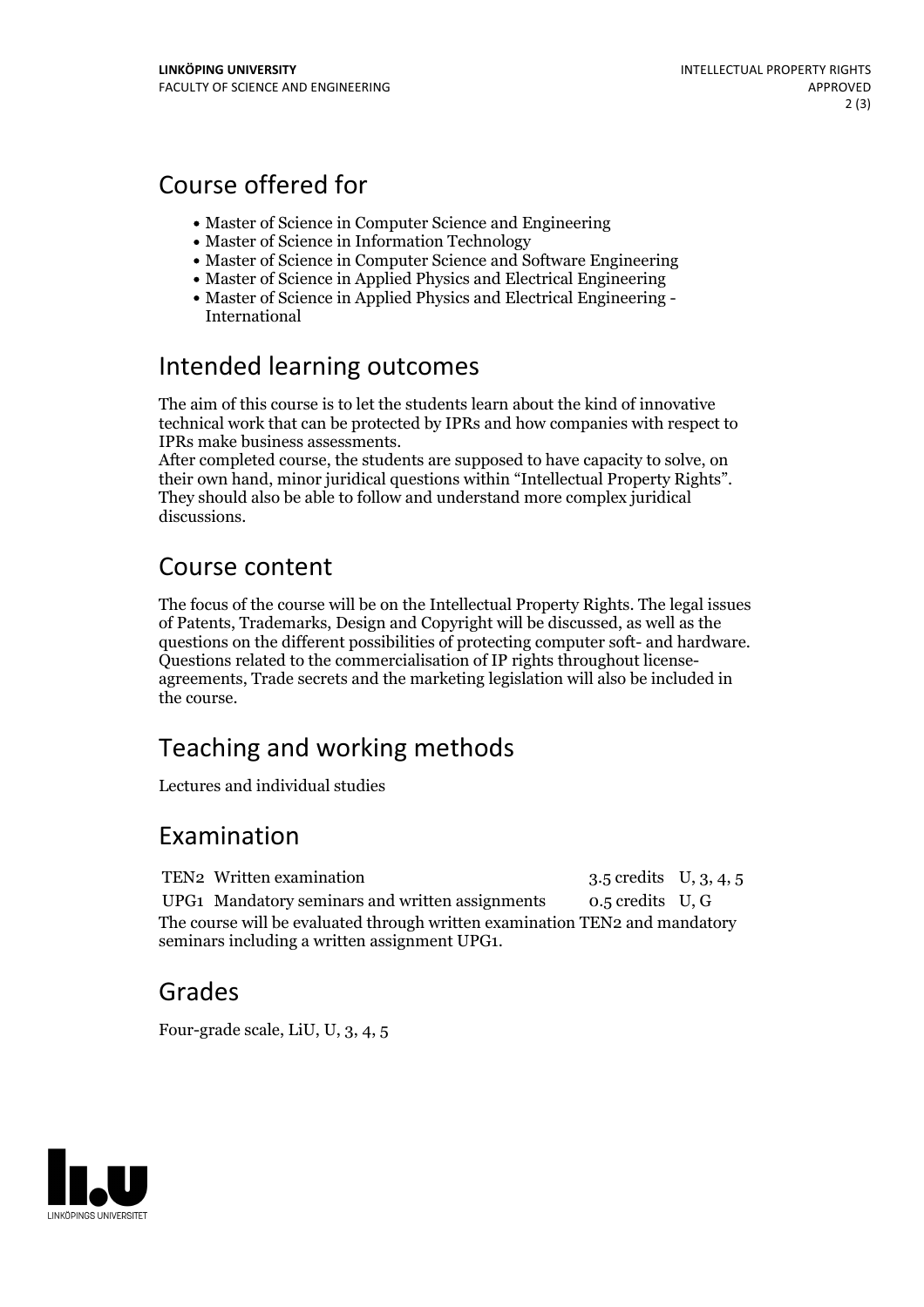## Course offered for

- Master of Science in Computer Science and Engineering
- Master of Science in Information Technology
- Master of Science in Computer Science and Software Engineering
- Master of Science in Applied Physics and Electrical Engineering
- Master of Science in Applied Physics and Electrical Engineering - International

## Intended learning outcomes

The aim of this course is to let the students learn about the kind of innovative technical work that can be protected by IPRs and how companies with respect to IPRs make business assessments.
After completed course, the students are supposed to have capacity to solve, on their own hand, minor juridical questions within "Intellectual Property Rights". They should also be able to follow and understand more complex juridical discussions.

## Course content

The focus of the course will be on the Intellectual Property Rights. The legal issues of Patents, Trademarks, Design and Copyright will be discussed, as well as the questions on the different possibilities of protecting computer soft- and hardware. Questions related to the commercialisation of IP rights throughout license-agreements, Trade secrets and the marketing legislation will also be included in the course.

## Teaching and working methods

Lectures and individual studies

## Examination

| | | | |
|---|---|---|---|
| TEN2 | Written examination | 3.5 credits | U, 3, 4, 5 |
| UPG1 | Mandatory seminars and written assignments | 0.5 credits | U, G |

The course will be evaluated through written examination TEN2 and mandatory seminars including a written assignment UPG1.

## Grades

Four-grade scale, LiU, U, 3, 4, 5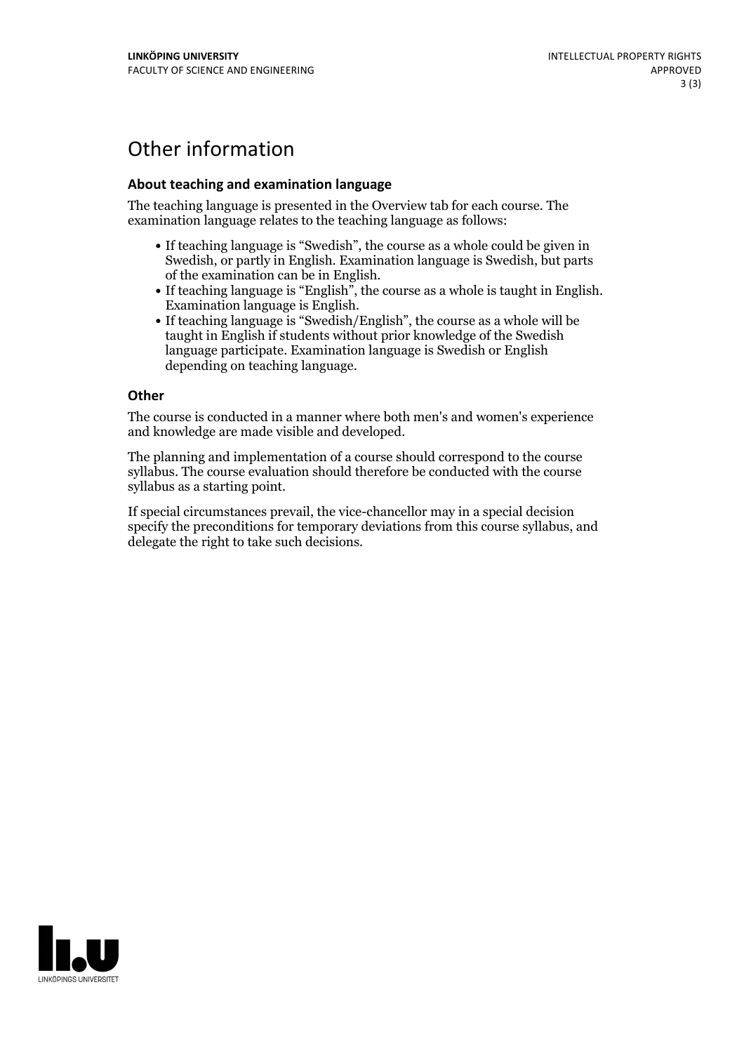# Other information

### About teaching and examination language

The teaching language is presented in the Overview tab for each course. The examination language relates to the teaching language as follows:

- If teaching language is "Swedish", the course as a whole could be given in Swedish, or partly in English. Examination language is Swedish, but parts of the examination can be in English.
- If teaching language is "English", the course as a whole is taught in English. Examination language is English.
- If teaching language is "Swedish/English", the course as a whole will be taught in English if students without prior knowledge of the Swedish language participate. Examination language is Swedish or English depending on teaching language.

### Other

The course is conducted in a manner where both men's and women's experience and knowledge are made visible and developed.

The planning and implementation of a course should correspond to the course syllabus. The course evaluation should therefore be conducted with the course syllabus as a starting point.

If special circumstances prevail, the vice-chancellor may in a special decision specify the preconditions for temporary deviations from this course syllabus, and delegate the right to take such decisions.